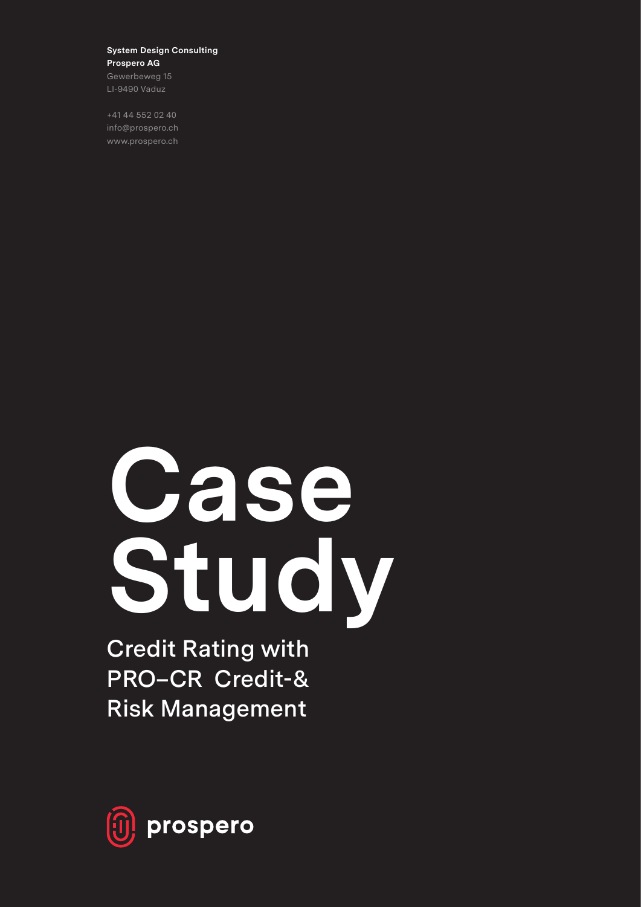**System Design Consulting**
**Prospero AG**
Gewerbeweg 15
LI-9490 Vaduz

+41 44 552 02 40
info@prospero.ch
www.prospero.ch

# Case Study

## Credit Rating with PRO–CR Credit-& Risk Management

prospero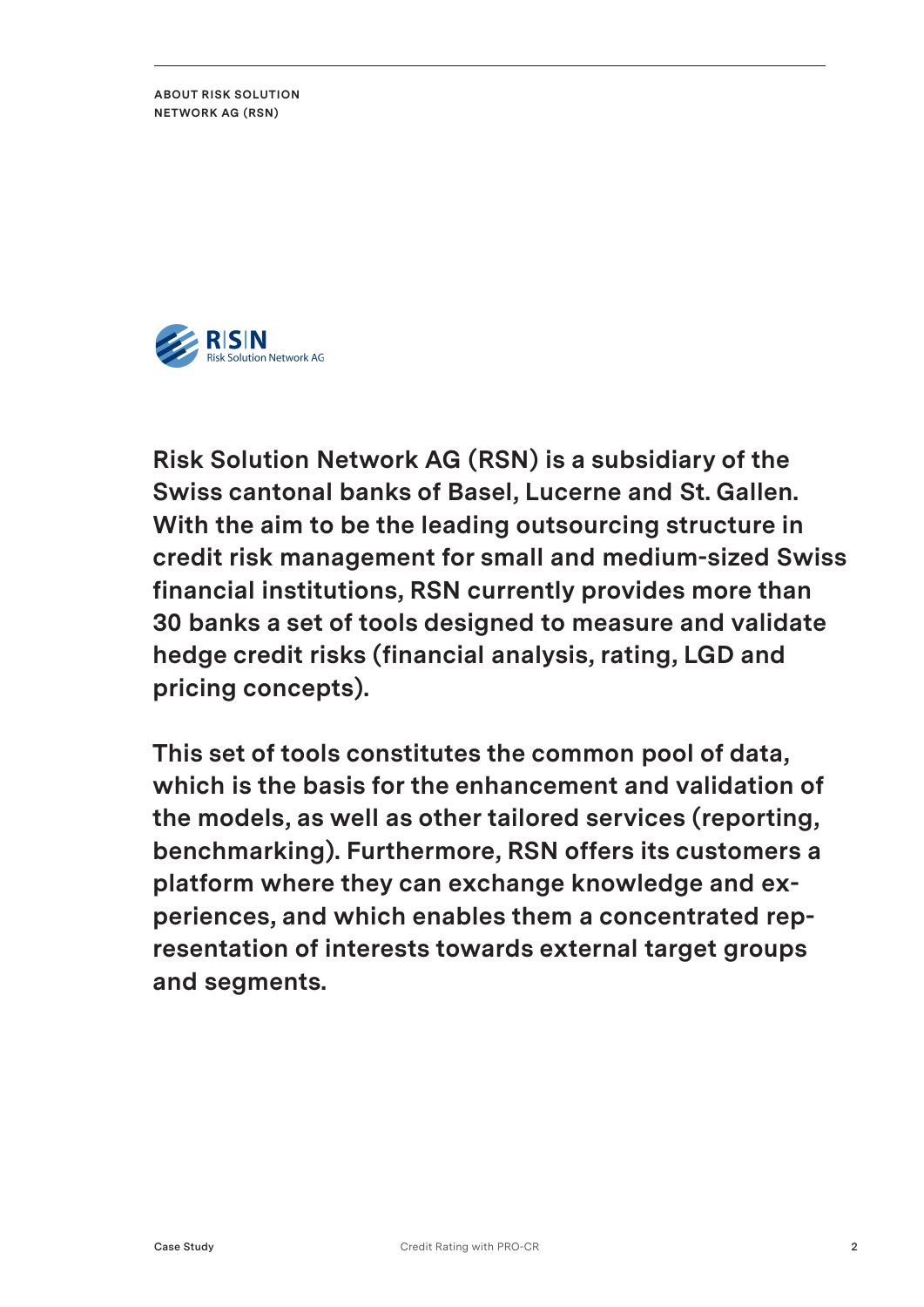## ABOUT RISK SOLUTION NETWORK AG (RSN)

RISN
Risk Solution Network AG

**Risk Solution Network AG (RSN) is a subsidiary of the Swiss cantonal banks of Basel, Lucerne and St. Gallen. With the aim to be the leading outsourcing structure in credit risk management for small and medium-sized Swiss financial institutions, RSN currently provides more than 30 banks a set of tools designed to measure and validate hedge credit risks (financial analysis, rating, LGD and pricing concepts).**

**This set of tools constitutes the common pool of data, which is the basis for the enhancement and validation of the models, as well as other tailored services (reporting, benchmarking). Furthermore, RSN offers its customers a platform where they can exchange knowledge and experiences, and which enables them a concentrated representation of interests towards external target groups and segments.**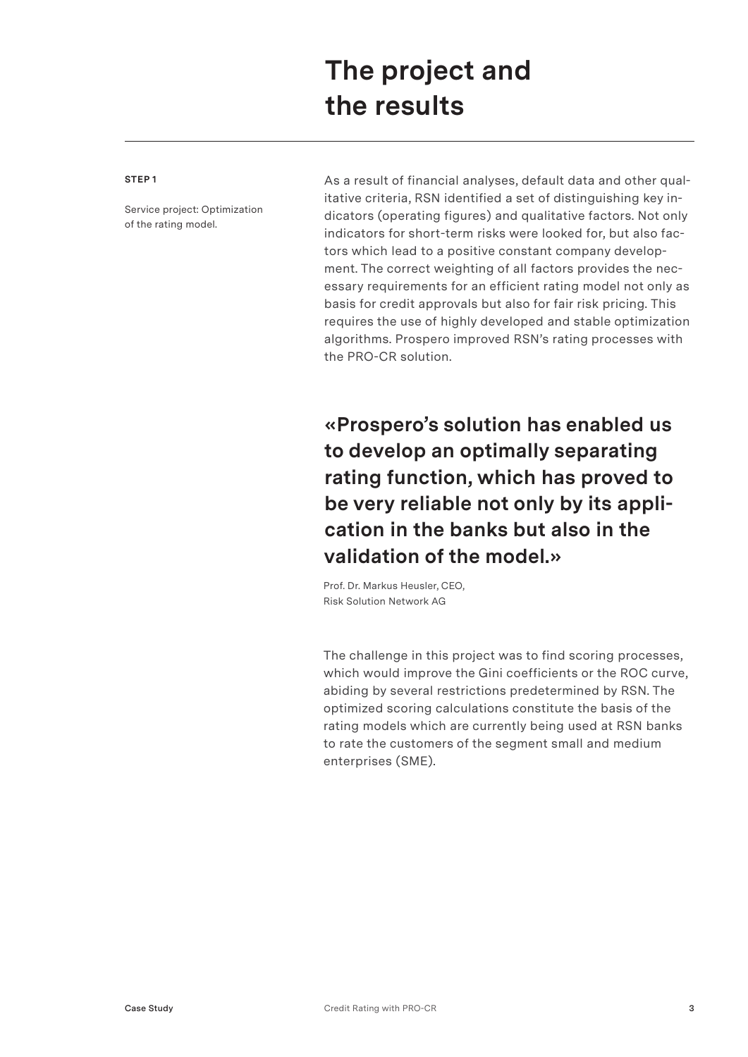# The project and the results

**STEP 1**

Service project: Optimization of the rating model.

As a result of financial analyses, default data and other qualitative criteria, RSN identified a set of distinguishing key indicators (operating figures) and qualitative factors. Not only indicators for short-term risks were looked for, but also factors which lead to a positive constant company development. The correct weighting of all factors provides the necessary requirements for an efficient rating model not only as basis for credit approvals but also for fair risk pricing. This requires the use of highly developed and stable optimization algorithms. Prospero improved RSN's rating processes with the PRO-CR solution.

**«Prospero's solution has enabled us to develop an optimally separating rating function, which has proved to be very reliable not only by its application in the banks but also in the validation of the model.»**

Prof. Dr. Markus Heusler, CEO,
Risk Solution Network AG

The challenge in this project was to find scoring processes, which would improve the Gini coefficients or the ROC curve, abiding by several restrictions predetermined by RSN. The optimized scoring calculations constitute the basis of the rating models which are currently being used at RSN banks to rate the customers of the segment small and medium enterprises (SME).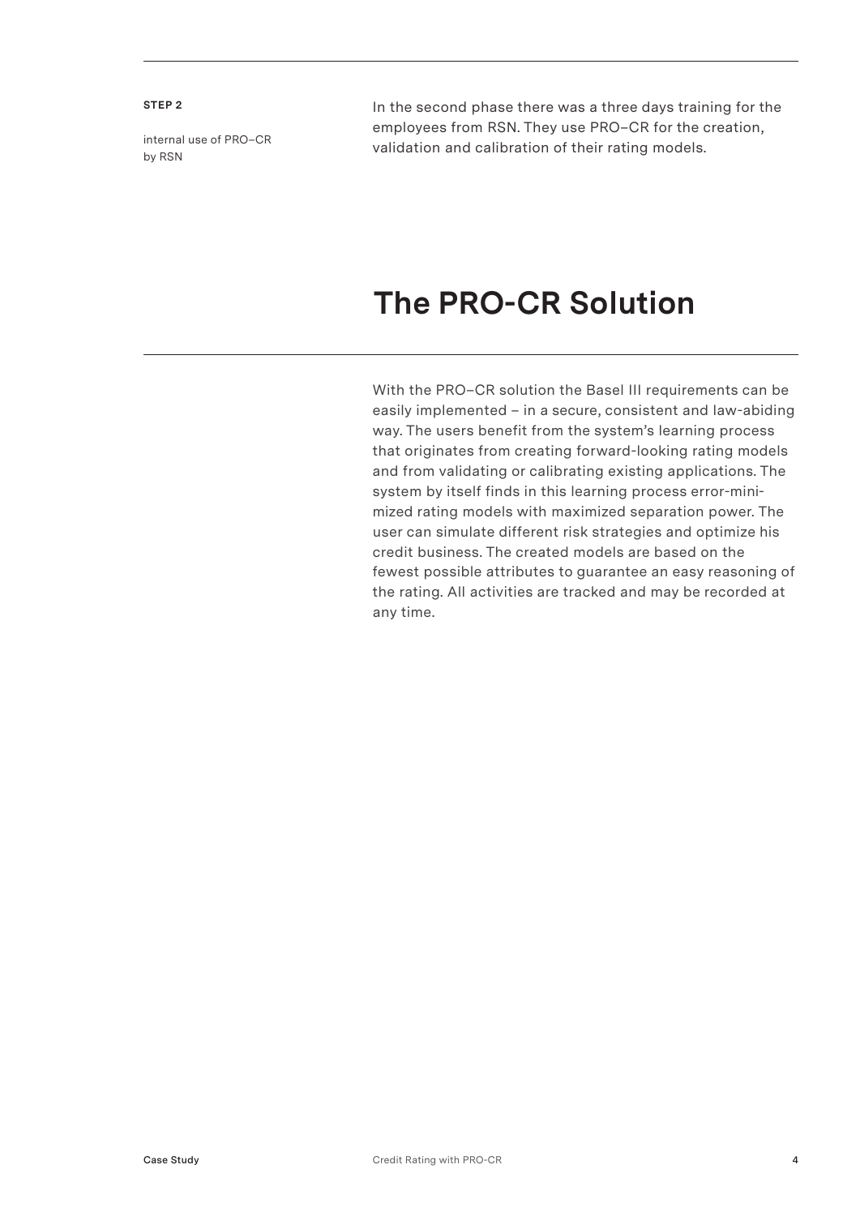**STEP 2**

internal use of PRO–CR by RSN

In the second phase there was a three days training for the employees from RSN. They use PRO–CR for the creation, validation and calibration of their rating models.

# The PRO-CR Solution

With the PRO–CR solution the Basel III requirements can be easily implemented – in a secure, consistent and law-abiding way. The users benefit from the system's learning process that originates from creating forward-looking rating models and from validating or calibrating existing applications. The system by itself finds in this learning process error-minimized rating models with maximized separation power. The user can simulate different risk strategies and optimize his credit business. The created models are based on the fewest possible attributes to guarantee an easy reasoning of the rating. All activities are tracked and may be recorded at any time.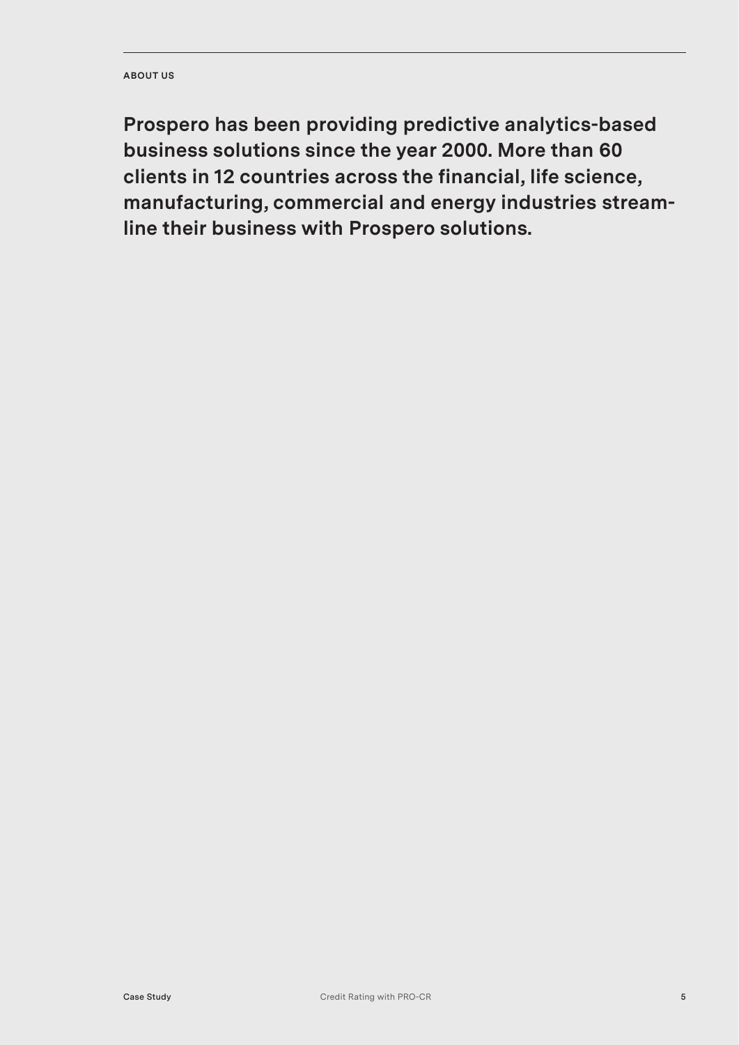ABOUT US

**Prospero has been providing predictive analytics-based business solutions since the year 2000. More than 60 clients in 12 countries across the financial, life science, manufacturing, commercial and energy industries streamline their business with Prospero solutions.**